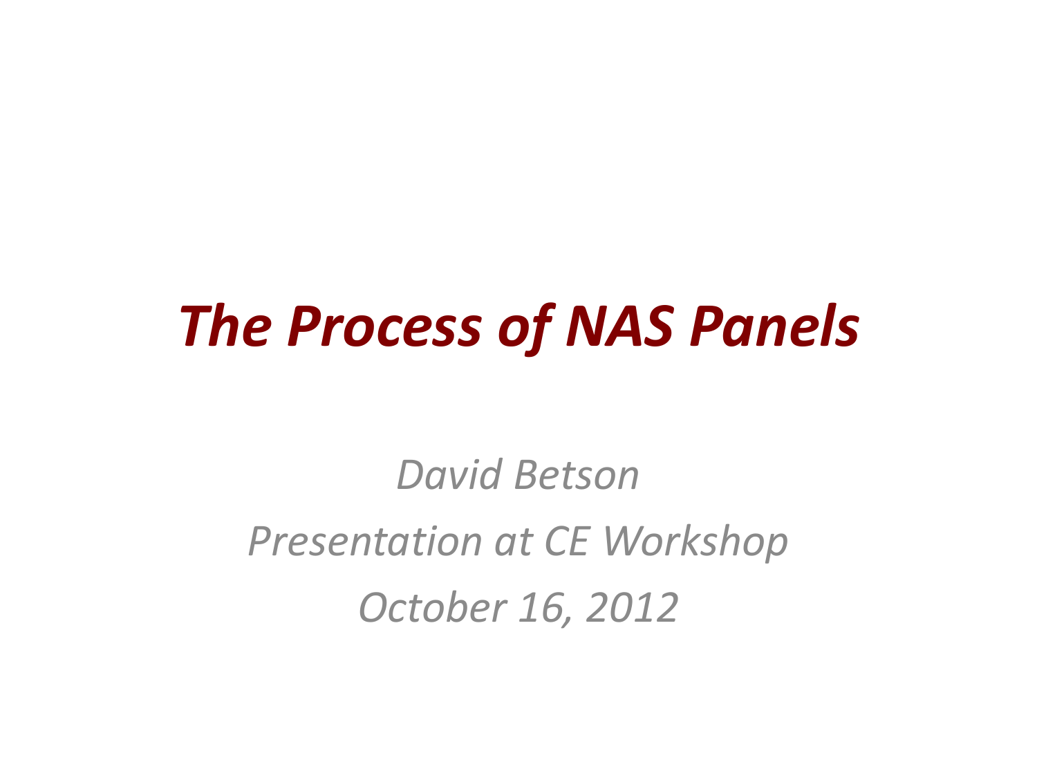# *The Process of NAS Panels*

*David Betson*

*Presentation at CE Workshop*

*October 16, 2012*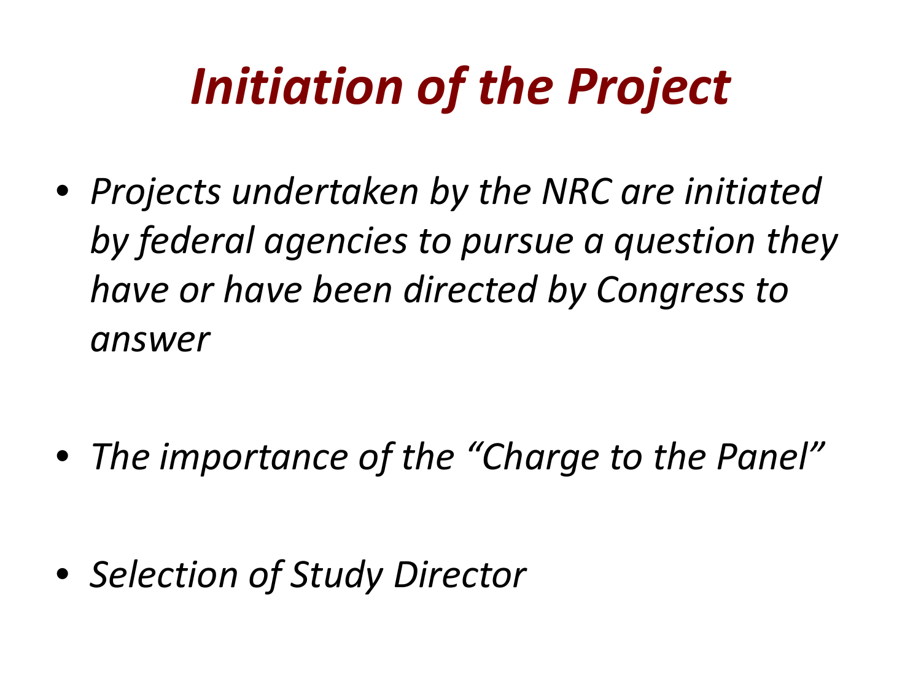# *Initiation of the Project*

- *Projects undertaken by the NRC are initiated by federal agencies to pursue a question they have or have been directed by Congress to answer*
- *The importance of the "Charge to the Panel"*
- *Selection of Study Director*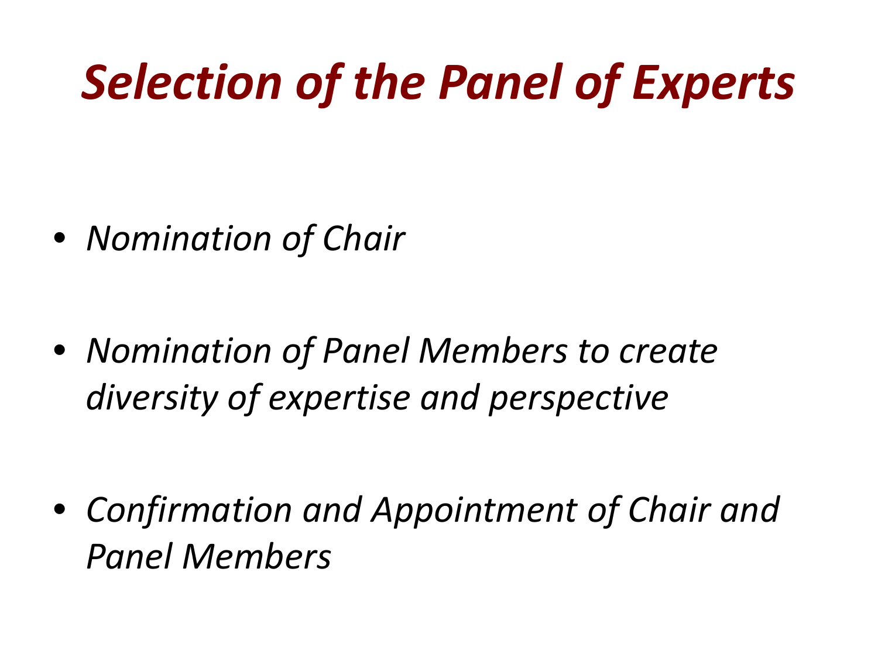# *Selection of the Panel of Experts*

- *Nomination of Chair*
- *Nomination of Panel Members to create diversity of expertise and perspective*
- *Confirmation and Appointment of Chair and Panel Members*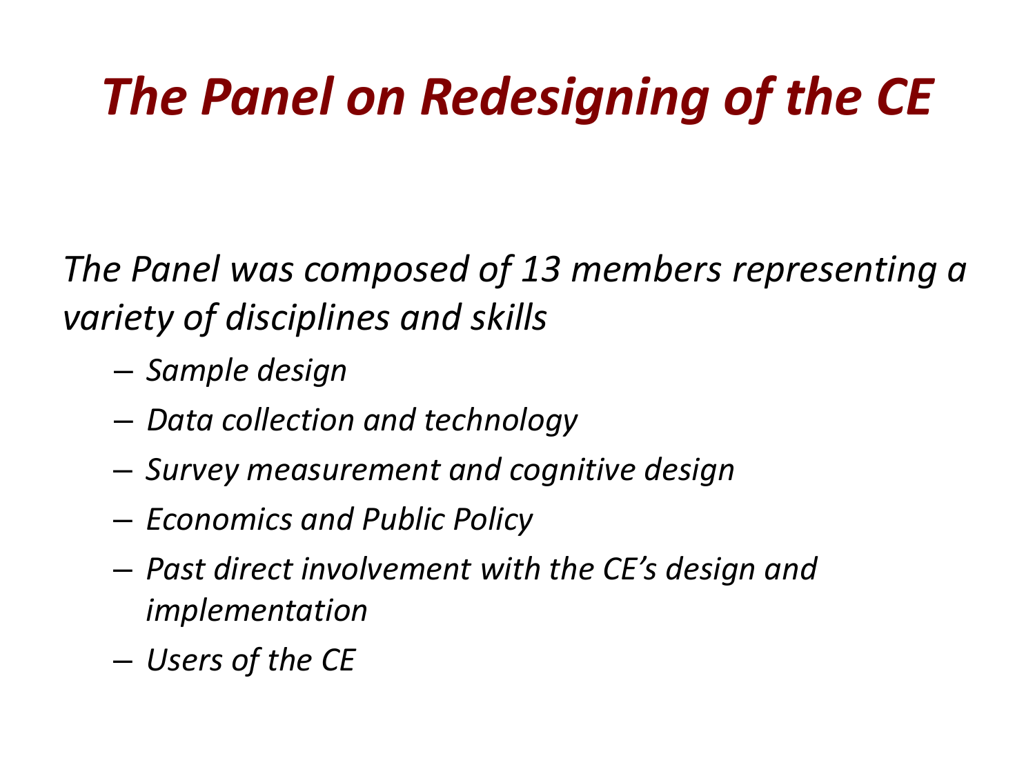# *The Panel on Redesigning of the CE*

*The Panel was composed of 13 members representing a variety of disciplines and skills*

- *Sample design*
- *Data collection and technology*
- *Survey measurement and cognitive design*
- *Economics and Public Policy*
- *Past direct involvement with the CE's design and implementation*
- *Users of the CE*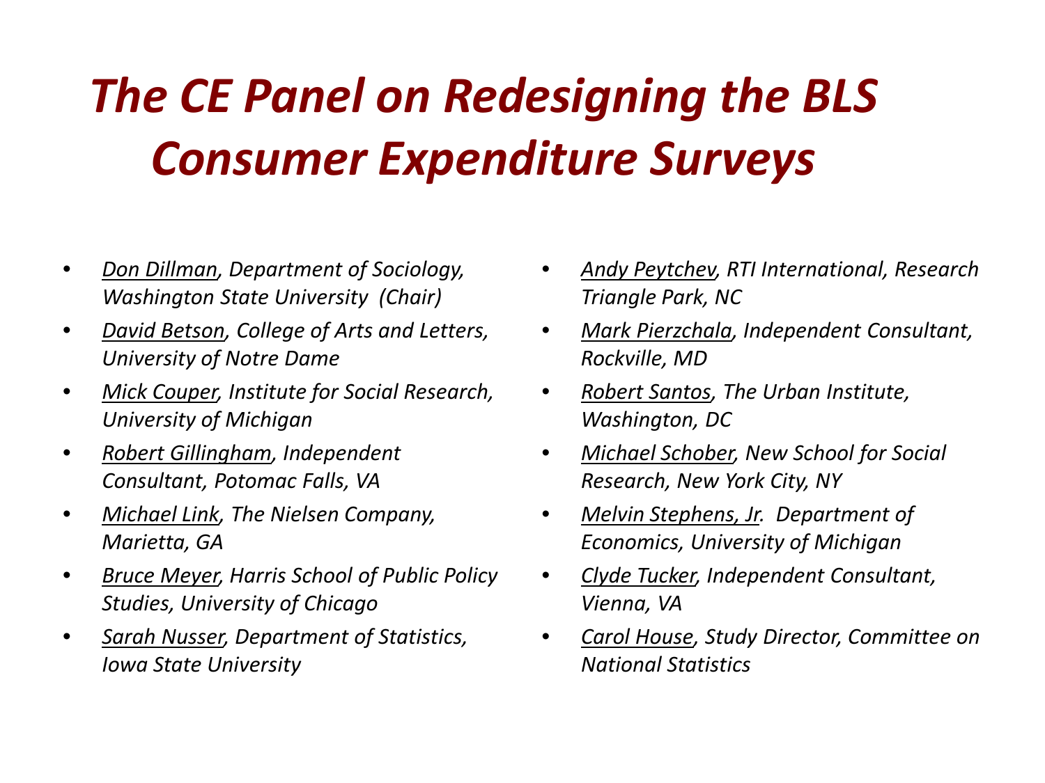# *The CE Panel on Redesigning the BLS Consumer Expenditure Surveys*

- *Don Dillman, Department of Sociology, Washington State University (Chair)*
- *David Betson, College of Arts and Letters, University of Notre Dame*
- *Mick Couper, Institute for Social Research, University of Michigan*
- *Robert Gillingham, Independent Consultant, Potomac Falls, VA*
- *Michael Link, The Nielsen Company, Marietta, GA*
- *Bruce Meyer, Harris School of Public Policy Studies, University of Chicago*
- *Sarah Nusser, Department of Statistics, Iowa State University*
- *Andy Peytchev, RTI International, Research Triangle Park, NC*
- *Mark Pierzchala, Independent Consultant, Rockville, MD*
- *Robert Santos, The Urban Institute, Washington, DC*
- *Michael Schober, New School for Social Research, New York City, NY*
- *Melvin Stephens, Jr. Department of Economics, University of Michigan*
- *Clyde Tucker, Independent Consultant, Vienna, VA*
- *Carol House, Study Director, Committee on National Statistics*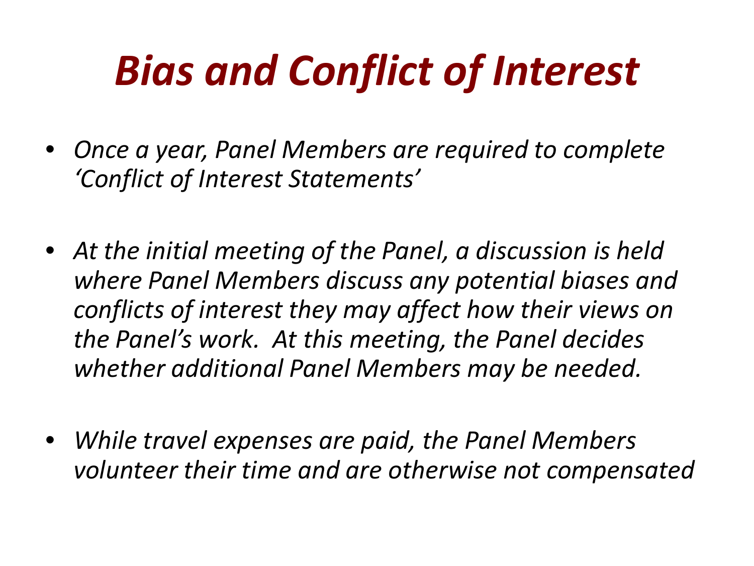# *Bias and Conflict of Interest*

- *Once a year, Panel Members are required to complete 'Conflict of Interest Statements'*

- *At the initial meeting of the Panel, a discussion is held where Panel Members discuss any potential biases and conflicts of interest they may affect how their views on the Panel's work. At this meeting, the Panel decides whether additional Panel Members may be needed.*

- *While travel expenses are paid, the Panel Members volunteer their time and are otherwise not compensated*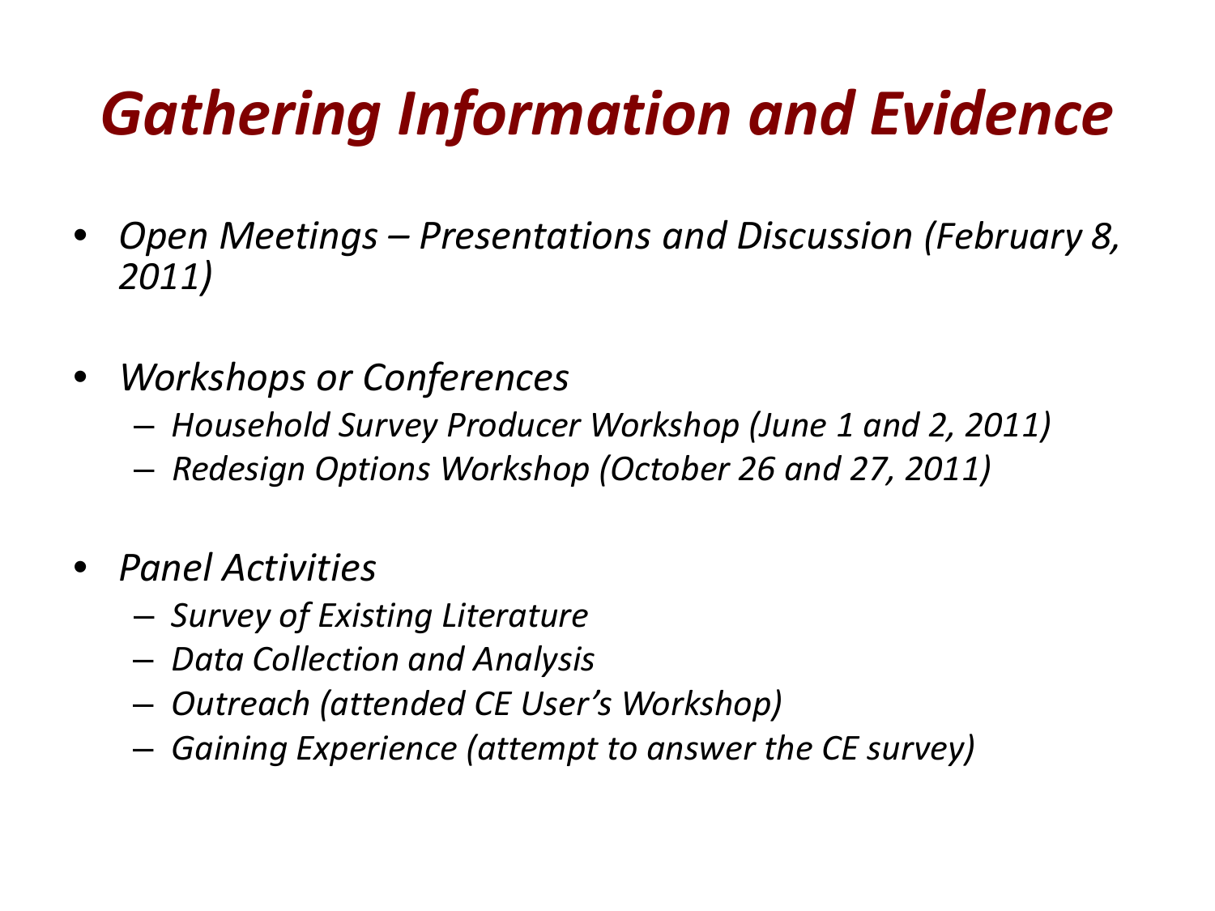# *Gathering Information and Evidence*

- *Open Meetings – Presentations and Discussion (February 8, 2011)*
- *Workshops or Conferences*
  - *Household Survey Producer Workshop (June 1 and 2, 2011)*
  - *Redesign Options Workshop (October 26 and 27, 2011)*
- *Panel Activities*
  - *Survey of Existing Literature*
  - *Data Collection and Analysis*
  - *Outreach (attended CE User's Workshop)*
  - *Gaining Experience (attempt to answer the CE survey)*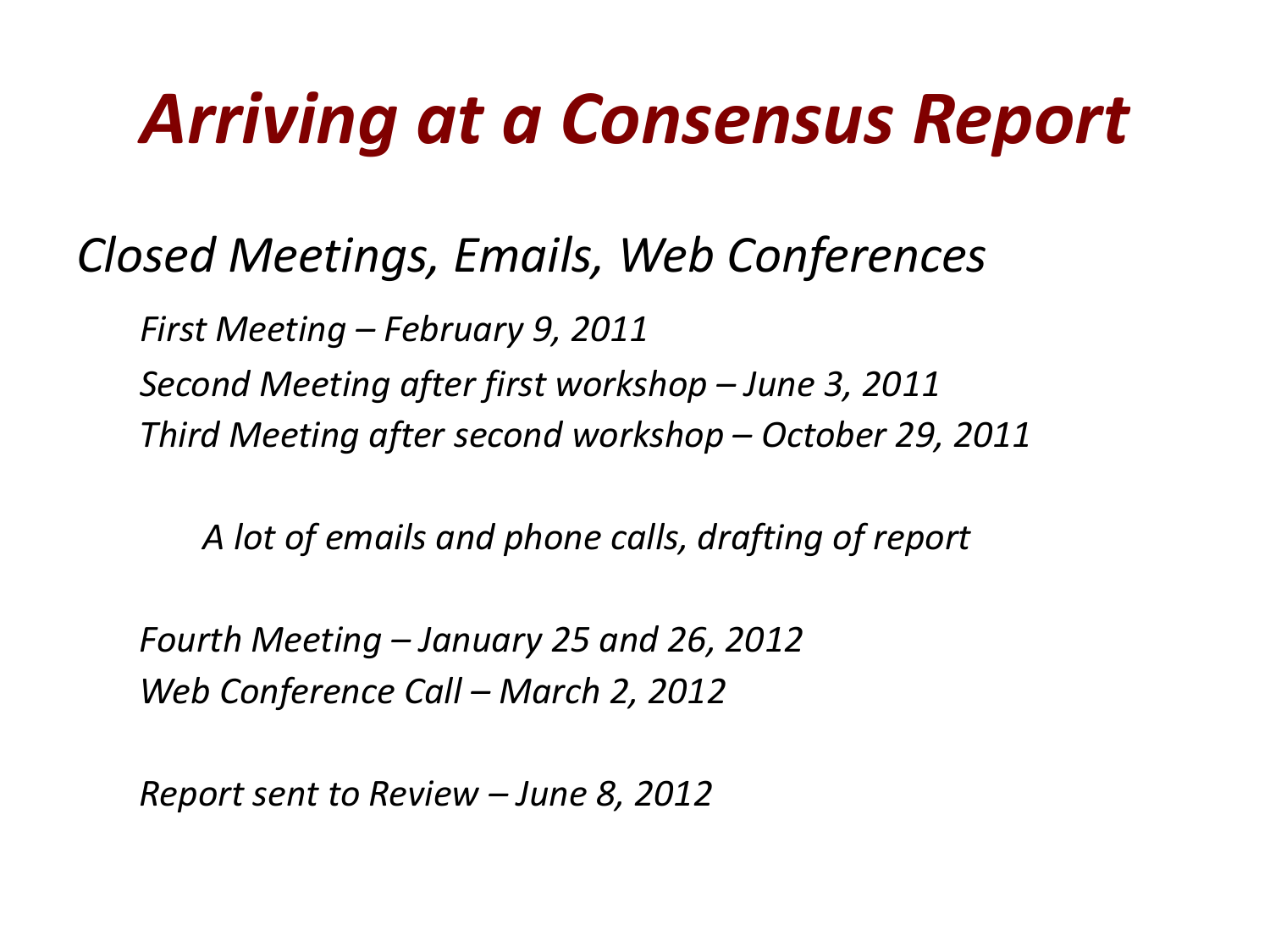# *Arriving at a Consensus Report*

*Closed Meetings, Emails, Web Conferences*

*First Meeting – February 9, 2011*

*Second Meeting after first workshop – June 3, 2011*

*Third Meeting after second workshop – October 29, 2011*

*A lot of emails and phone calls, drafting of report*

*Fourth Meeting – January 25 and 26, 2012*

*Web Conference Call – March 2, 2012*

*Report sent to Review – June 8, 2012*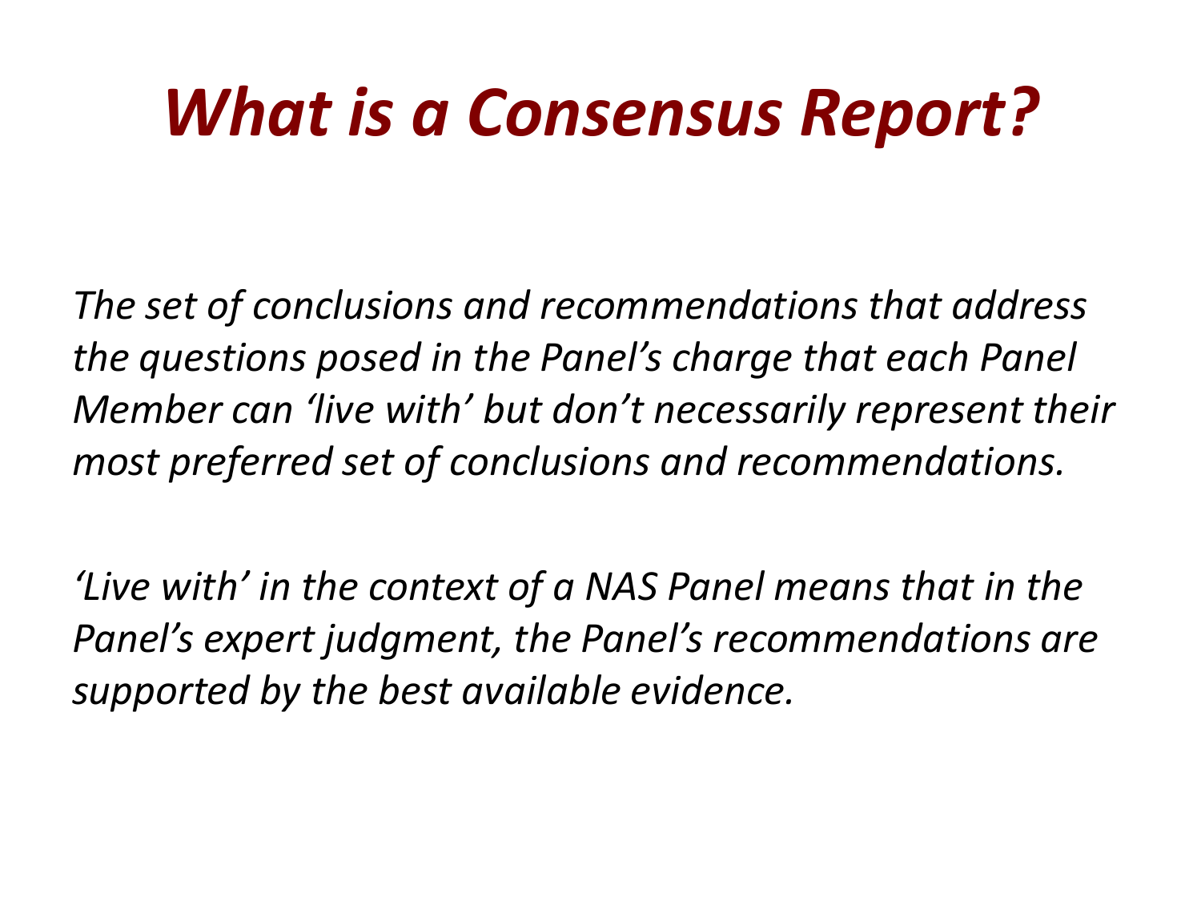# *What is a Consensus Report?*

*The set of conclusions and recommendations that address the questions posed in the Panel's charge that each Panel Member can 'live with' but don't necessarily represent their most preferred set of conclusions and recommendations.*

*'Live with' in the context of a NAS Panel means that in the Panel's expert judgment, the Panel's recommendations are supported by the best available evidence.*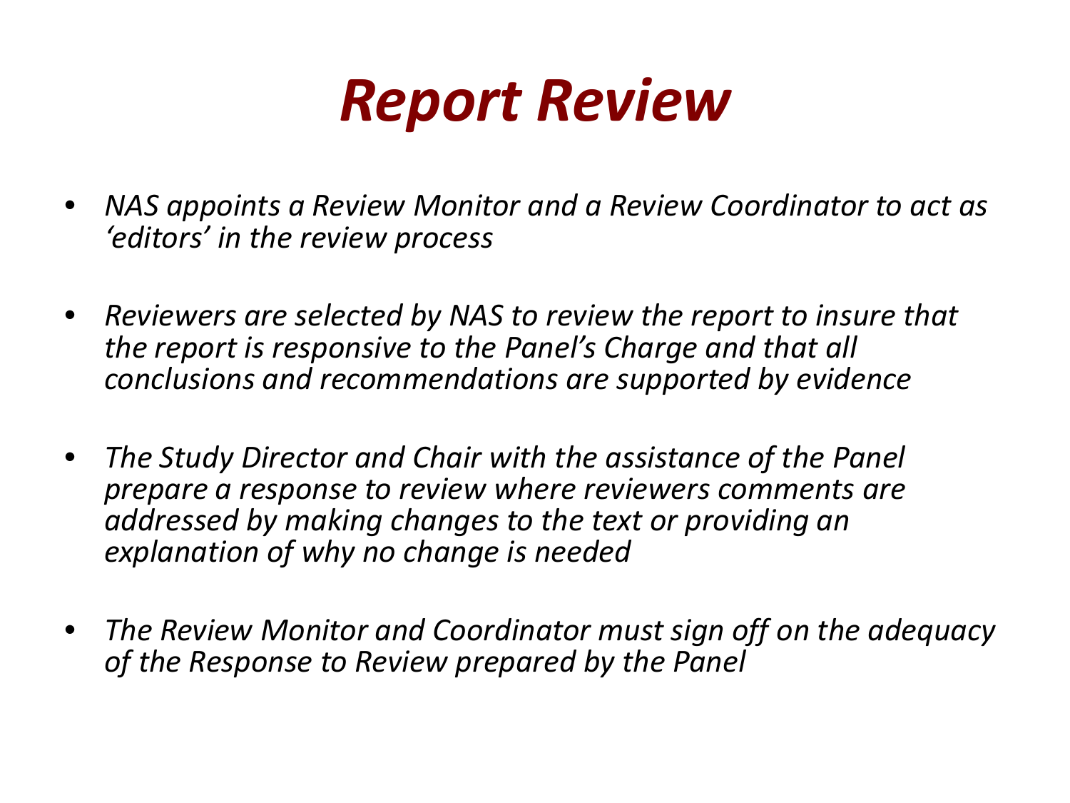# *Report Review*

- *NAS appoints a Review Monitor and a Review Coordinator to act as 'editors' in the review process*

- *Reviewers are selected by NAS to review the report to insure that the report is responsive to the Panel's Charge and that all conclusions and recommendations are supported by evidence*

- *The Study Director and Chair with the assistance of the Panel prepare a response to review where reviewers comments are addressed by making changes to the text or providing an explanation of why no change is needed*

- *The Review Monitor and Coordinator must sign off on the adequacy of the Response to Review prepared by the Panel*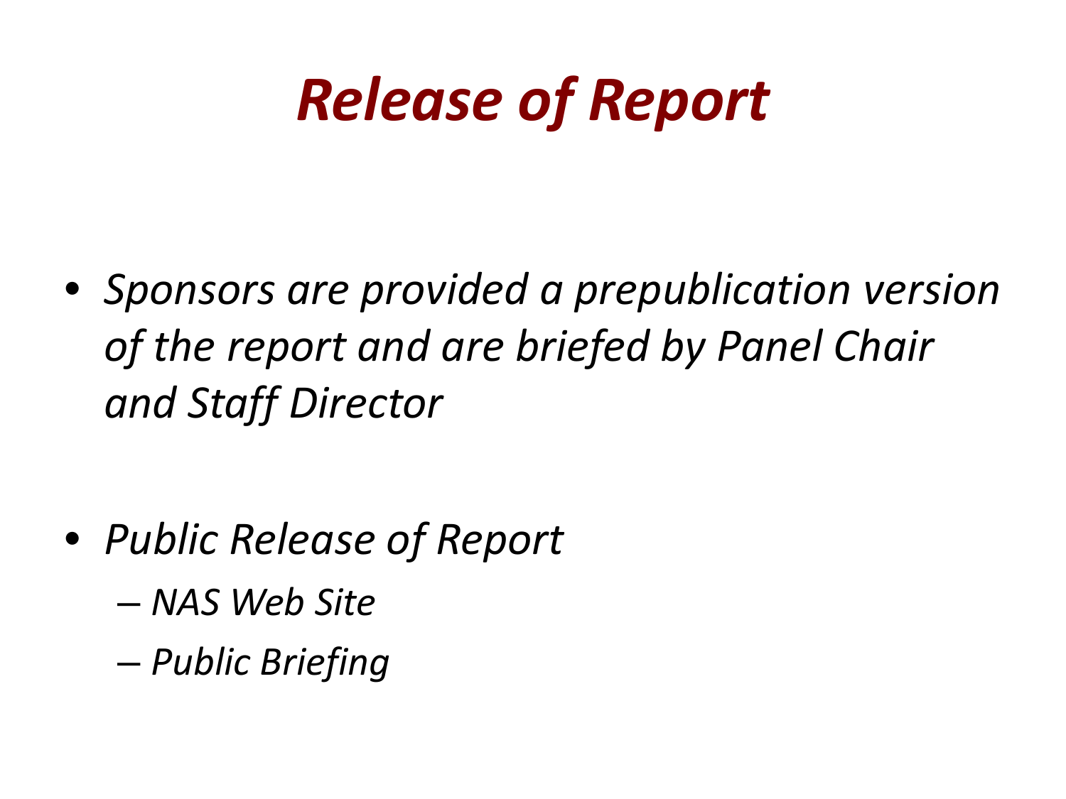# *Release of Report*

- *Sponsors are provided a prepublication version of the report and are briefed by Panel Chair and Staff Director*

- *Public Release of Report*
  - *NAS Web Site*
  - *Public Briefing*